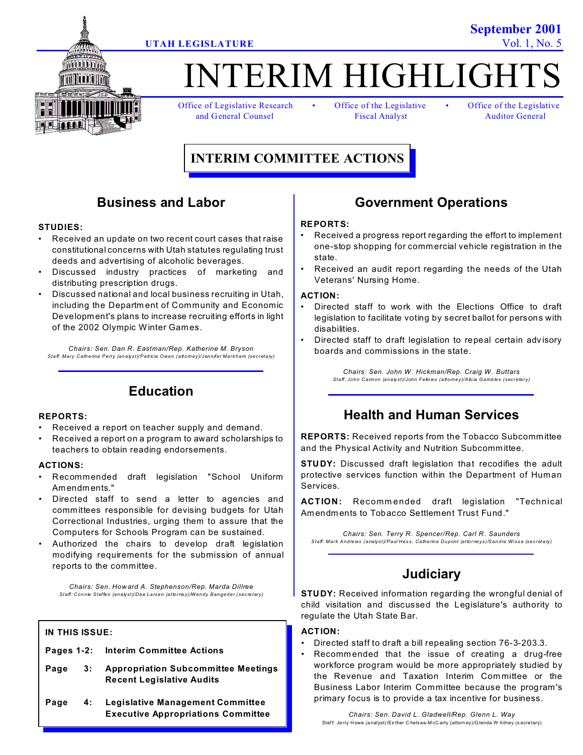UTAH LEGISLATURE

September 2001
Vol. 1, No. 5

# INTERIM HIGHLIGHTS

Office of Legislative Research and General Counsel • Office of the Legislative Fiscal Analyst • Office of the Legislative Auditor General

## INTERIM COMMITTEE ACTIONS

### Business and Labor

**STUDIES:**

- Received an update on two recent court cases that raise constitutional concerns with Utah statutes regulating trust deeds and advertising of alcoholic beverages.
- Discussed industry practices of marketing and distributing prescription drugs.
- Discussed national and local business recruiting in Utah, including the Department of Community and Economic Development's plans to increase recruiting efforts in light of the 2002 Olympic Winter Games.

*Chairs: Sen. Dan R. Eastman/Rep. Katherine M. Bryson*
*Staff: Mary Catherine Perry (analyst)/Patricia Owen (attorney)/Jennifer Markham (secretary)*

### Education

**REPORTS:**

- Received a report on teacher supply and demand.
- Received a report on a program to award scholarships to teachers to obtain reading endorsements.

**ACTIONS:**

- Recommended draft legislation "School Uniform Amendments."
- Directed staff to send a letter to agencies and committees responsible for devising budgets for Utah Correctional Industries, urging them to assure that the Computers for Schools Program can be sustained.
- Authorized the chairs to develop draft legislation modifying requirements for the submission of annual reports to the committee.

*Chairs: Sen. Howard A. Stephenson/Rep. Marda Dillree*
*Staff: Connie Steffen (analyst)/Dee Larsen (attorney)/Wendy Bangerter (secretary)*

**IN THIS ISSUE:**

**Pages 1-2:** **Interim Committee Actions**

**Page 3:** **Appropriation Subcommittee Meetings**
**Recent Legislative Audits**

**Page 4:** **Legislative Management Committee**
**Executive Appropriations Committee**

### Government Operations

**REPORTS:**

- Received a progress report regarding the effort to implement one-stop shopping for commercial vehicle registration in the state.
- Received an audit report regarding the needs of the Utah Veterans' Nursing Home.

**ACTION:**

- Directed staff to work with the Elections Office to draft legislation to facilitate voting by secret ballot for persons with disabilities.
- Directed staff to draft legislation to repeal certain advisory boards and commissions in the state.

*Chairs: Sen. John W. Hickman/Rep. Craig W. Buttars*
*Staff: John Cannon (analyst)/John Fellows (attorney)/Alicia Gambles (secretary)*

### Health and Human Services

**REPORTS:** Received reports from the Tobacco Subcommittee and the Physical Activity and Nutrition Subcommittee.

**STUDY:** Discussed draft legislation that recodifies the adult protective services function within the Department of Human Services.

**ACTION:** Recommended draft legislation "Technical Amendments to Tobacco Settlement Trust Fund."

*Chairs: Sen. Terry R. Spencer/Rep. Carl R. Saunders*
*Staff: Mark Andrews (analyst)/Paul Hess, Catherine Dupont (attorneys)/Sandra Wissa (secretary)*

### Judiciary

**STUDY:** Received information regarding the wrongful denial of child visitation and discussed the Legislature's authority to regulate the Utah State Bar.

**ACTION:**

- Directed staff to draft a bill repealing section 76-3-203.3.
- Recommended that the issue of creating a drug-free workforce program would be more appropriately studied by the Revenue and Taxation Interim Committee or the Business Labor Interim Committee because the program's primary focus is to provide a tax incentive for business.

*Chairs: Sen. David L. Gladwell/Rep. Glenn L. Way*
*Staff: Jerry Howe (analyst)/Esther Chelsea-McCarty (attorney)/Glenda Whitney (secretary)*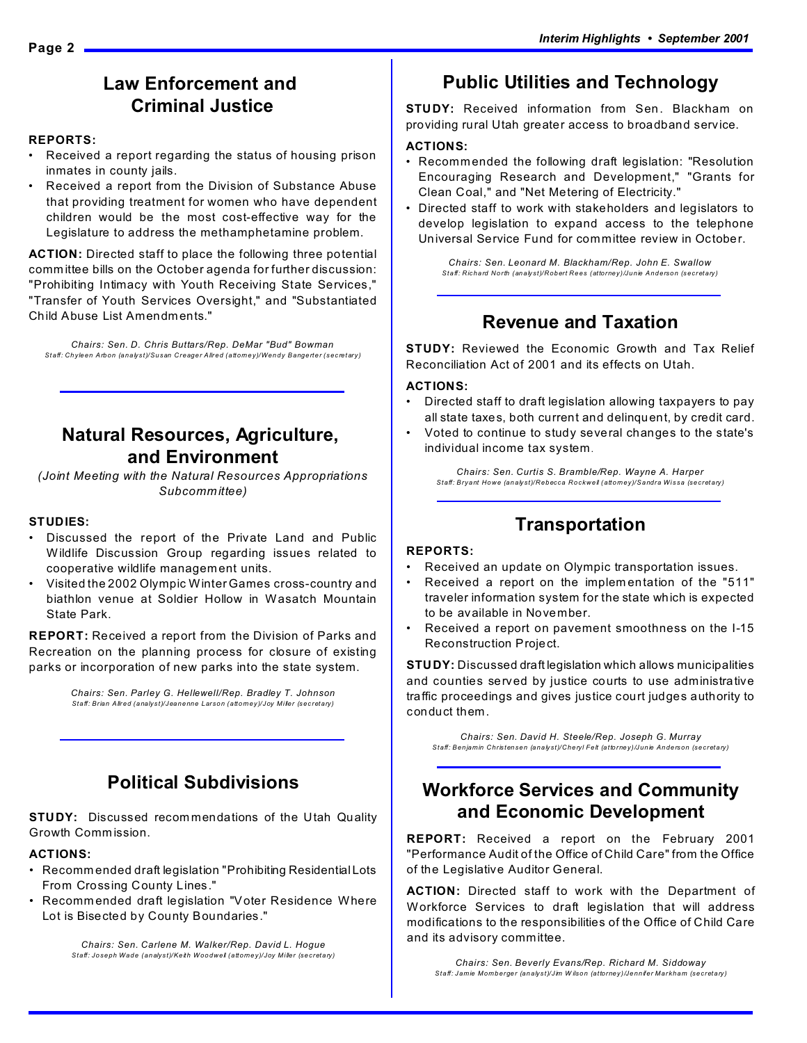## Law Enforcement and Criminal Justice

**REPORTS:**

- Received a report regarding the status of housing prison inmates in county jails.
- Received a report from the Division of Substance Abuse that providing treatment for women who have dependent children would be the most cost-effective way for the Legislature to address the methamphetamine problem.

**ACTION:** Directed staff to place the following three potential committee bills on the October agenda for further discussion: "Prohibiting Intimacy with Youth Receiving State Services," "Transfer of Youth Services Oversight," and "Substantiated Child Abuse List Amendments."

*Chairs: Sen. D. Chris Buttars/Rep. DeMar "Bud" Bowman*
*Staff: Chyleen Arbon (analyst)/Susan Creager Allred (attorney)/Wendy Bangerter (secretary)*

## Natural Resources, Agriculture, and Environment

*(Joint Meeting with the Natural Resources Appropriations Subcommittee)*

**STUDIES:**

- Discussed the report of the Private Land and Public Wildlife Discussion Group regarding issues related to cooperative wildlife management units.
- Visited the 2002 Olympic Winter Games cross-country and biathlon venue at Soldier Hollow in Wasatch Mountain State Park.

**REPORT:** Received a report from the Division of Parks and Recreation on the planning process for closure of existing parks or incorporation of new parks into the state system.

*Chairs: Sen. Parley G. Hellewell/Rep. Bradley T. Johnson*
*Staff: Brian Allred (analyst)/Jeanenne Larson (attorney)/Joy Miller (secretary)*

## Political Subdivisions

**STUDY:** Discussed recommendations of the Utah Quality Growth Commission.

**ACTIONS:**

- Recommended draft legislation "Prohibiting Residential Lots From Crossing County Lines."
- Recommended draft legislation "Voter Residence Where Lot is Bisected by County Boundaries."

*Chairs: Sen. Carlene M. Walker/Rep. David L. Hogue*
*Staff: Joseph Wade (analyst)/Keith Woodwell (attorney)/Joy Miller (secretary)*

## Public Utilities and Technology

**STUDY:** Received information from Sen. Blackham on providing rural Utah greater access to broadband service.

**ACTIONS:**

- Recommended the following draft legislation: "Resolution Encouraging Research and Development," "Grants for Clean Coal," and "Net Metering of Electricity."
- Directed staff to work with stakeholders and legislators to develop legislation to expand access to the telephone Universal Service Fund for committee review in October.

*Chairs: Sen. Leonard M. Blackham/Rep. John E. Swallow*
*Staff: Richard North (analyst)/Robert Rees (attorney)/Junie Anderson (secretary)*

## Revenue and Taxation

**STUDY:** Reviewed the Economic Growth and Tax Relief Reconciliation Act of 2001 and its effects on Utah.

**ACTIONS:**

- Directed staff to draft legislation allowing taxpayers to pay all state taxes, both current and delinquent, by credit card.
- Voted to continue to study several changes to the state's individual income tax system.

*Chairs: Sen. Curtis S. Bramble/Rep. Wayne A. Harper*
*Staff: Bryant Howe (analyst)/Rebecca Rockwell (attorney)/Sandra Wissa (secretary)*

## Transportation

**REPORTS:**

- Received an update on Olympic transportation issues.
- Received a report on the implementation of the "511" traveler information system for the state which is expected to be available in November.
- Received a report on pavement smoothness on the I-15 Reconstruction Project.

**STUDY:** Discussed draft legislation which allows municipalities and counties served by justice courts to use administrative traffic proceedings and gives justice court judges authority to conduct them.

*Chairs: Sen. David H. Steele/Rep. Joseph G. Murray*
*Staff: Benjamin Christensen (analyst)/Cheryl Felt (attorney)/Junie Anderson (secretary)*

## Workforce Services and Community and Economic Development

**REPORT:** Received a report on the February 2001 "Performance Audit of the Office of Child Care" from the Office of the Legislative Auditor General.

**ACTION:** Directed staff to work with the Department of Workforce Services to draft legislation that will address modifications to the responsibilities of the Office of Child Care and its advisory committee.

*Chairs: Sen. Beverly Evans/Rep. Richard M. Siddoway*
*Staff: Jamie Momberger (analyst)/Jim Wilson (attorney)/Jennifer Markham (secretary)*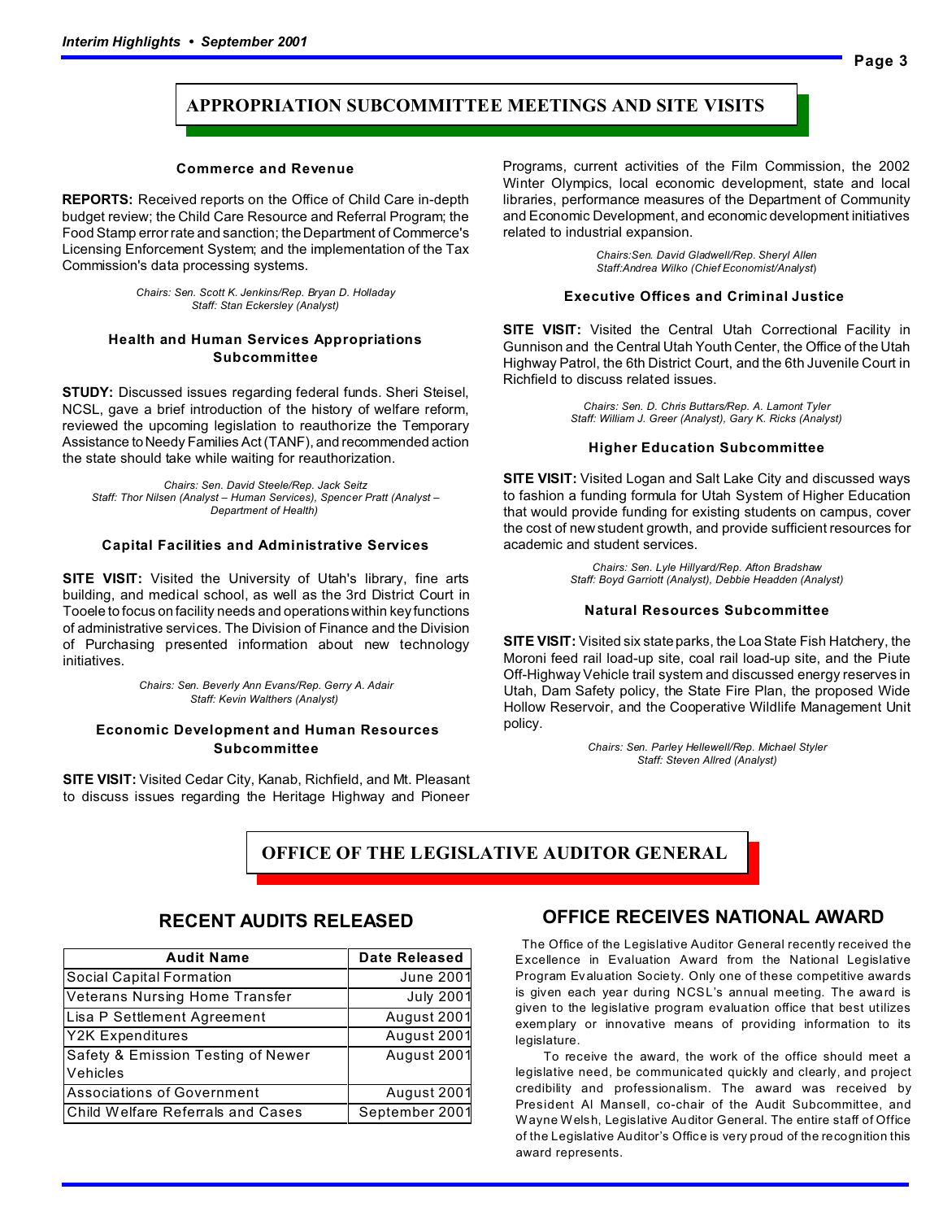## APPROPRIATION SUBCOMMITTEE MEETINGS AND SITE VISITS

### Commerce and Revenue

**REPORTS:** Received reports on the Office of Child Care in-depth budget review; the Child Care Resource and Referral Program; the Food Stamp error rate and sanction; the Department of Commerce's Licensing Enforcement System; and the implementation of the Tax Commission's data processing systems.

*Chairs: Sen. Scott K. Jenkins/Rep. Bryan D. Holladay*
*Staff: Stan Eckersley (Analyst)*

### Health and Human Services Appropriations Subcommittee

**STUDY:** Discussed issues regarding federal funds. Sheri Steisel, NCSL, gave a brief introduction of the history of welfare reform, reviewed the upcoming legislation to reauthorize the Temporary Assistance to Needy Families Act (TANF), and recommended action the state should take while waiting for reauthorization.

*Chairs: Sen. David Steele/Rep. Jack Seitz*
*Staff: Thor Nilsen (Analyst – Human Services), Spencer Pratt (Analyst – Department of Health)*

### Capital Facilities and Administrative Services

**SITE VISIT:** Visited the University of Utah's library, fine arts building, and medical school, as well as the 3rd District Court in Tooele to focus on facility needs and operations within key functions of administrative services. The Division of Finance and the Division of Purchasing presented information about new technology initiatives.

*Chairs: Sen. Beverly Ann Evans/Rep. Gerry A. Adair*
*Staff: Kevin Walthers (Analyst)*

### Economic Development and Human Resources Subcommittee

**SITE VISIT:** Visited Cedar City, Kanab, Richfield, and Mt. Pleasant to discuss issues regarding the Heritage Highway and Pioneer Programs, current activities of the Film Commission, the 2002 Winter Olympics, local economic development, state and local libraries, performance measures of the Department of Community and Economic Development, and economic development initiatives related to industrial expansion.

*Chairs:Sen. David Gladwell/Rep. Sheryl Allen*
*Staff:Andrea Wilko (Chief Economist/Analyst)*

### Executive Offices and Criminal Justice

**SITE VISIT:** Visited the Central Utah Correctional Facility in Gunnison and the Central Utah Youth Center, the Office of the Utah Highway Patrol, the 6th District Court, and the 6th Juvenile Court in Richfield to discuss related issues.

*Chairs: Sen. D. Chris Buttars/Rep. A. Lamont Tyler*
*Staff: William J. Greer (Analyst), Gary K. Ricks (Analyst)*

### Higher Education Subcommittee

**SITE VISIT:** Visited Logan and Salt Lake City and discussed ways to fashion a funding formula for Utah System of Higher Education that would provide funding for existing students on campus, cover the cost of new student growth, and provide sufficient resources for academic and student services.

*Chairs: Sen. Lyle Hillyard/Rep. Afton Bradshaw*
*Staff: Boyd Garriott (Analyst), Debbie Headden (Analyst)*

### Natural Resources Subcommittee

**SITE VISIT:** Visited six state parks, the Loa State Fish Hatchery, the Moroni feed rail load-up site, coal rail load-up site, and the Piute Off-Highway Vehicle trail system and discussed energy reserves in Utah, Dam Safety policy, the State Fire Plan, the proposed Wide Hollow Reservoir, and the Cooperative Wildlife Management Unit policy.

*Chairs: Sen. Parley Hellewell/Rep. Michael Styler*
*Staff: Steven Allred (Analyst)*

## OFFICE OF THE LEGISLATIVE AUDITOR GENERAL

### RECENT AUDITS RELEASED

| Audit Name | Date Released |
|---|---|
| Social Capital Formation | June 2001 |
| Veterans Nursing Home Transfer | July 2001 |
| Lisa P Settlement Agreement | August 2001 |
| Y2K Expenditures | August 2001 |
| Safety & Emission Testing of Newer Vehicles | August 2001 |
| Associations of Government | August 2001 |
| Child Welfare Referrals and Cases | September 2001 |

### OFFICE RECEIVES NATIONAL AWARD

The Office of the Legislative Auditor General recently received the Excellence in Evaluation Award from the National Legislative Program Evaluation Society. Only one of these competitive awards is given each year during NCSL's annual meeting. The award is given to the legislative program evaluation office that best utilizes exemplary or innovative means of providing information to its legislature.

To receive the award, the work of the office should meet a legislative need, be communicated quickly and clearly, and project credibility and professionalism. The award was received by President Al Mansell, co-chair of the Audit Subcommittee, and Wayne Welsh, Legislative Auditor General. The entire staff of Office of the Legislative Auditor's Office is very proud of the recognition this award represents.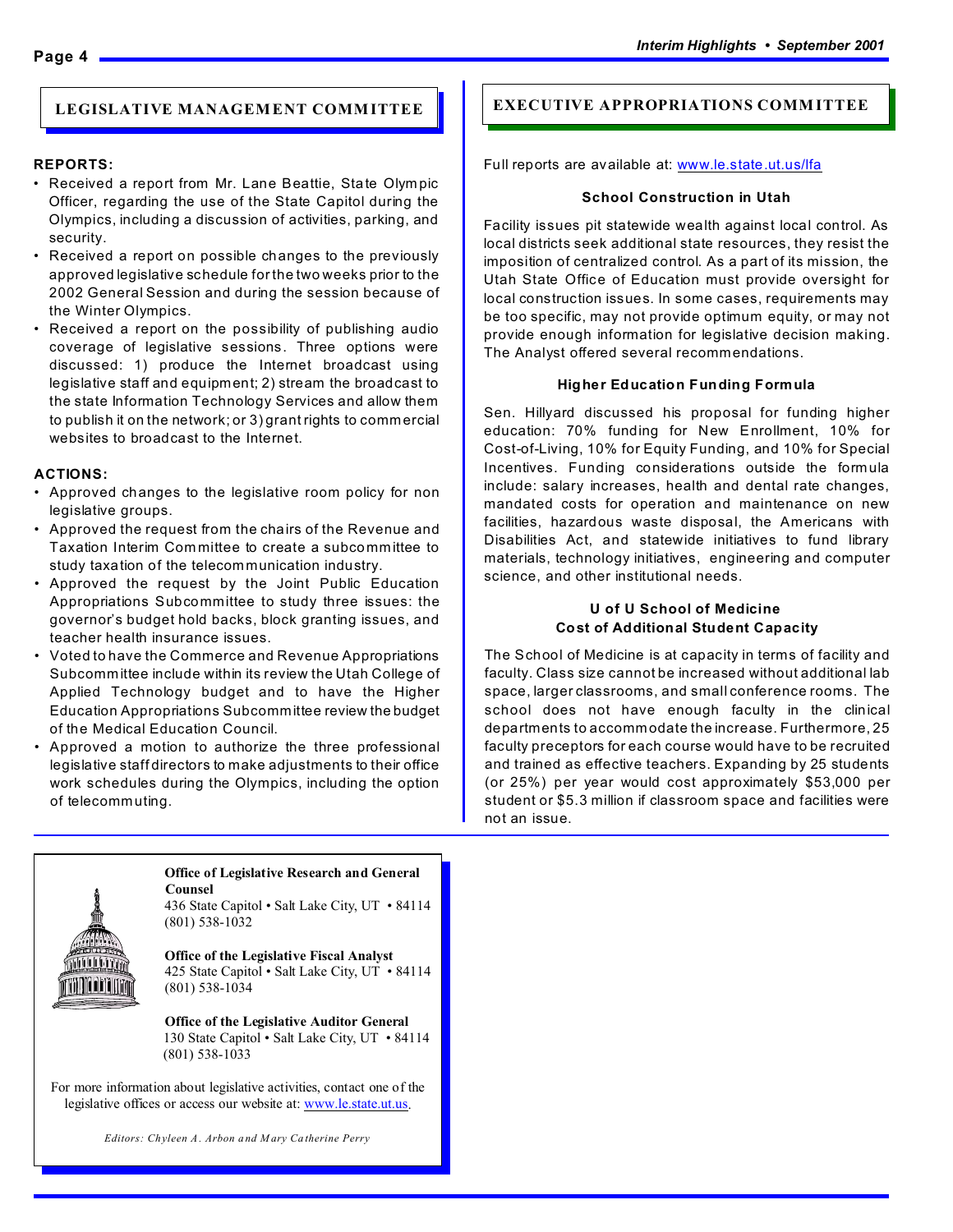## LEGISLATIVE MANAGEMENT COMMITTEE

**REPORTS:**

- Received a report from Mr. Lane Beattie, State Olympic Officer, regarding the use of the State Capitol during the Olympics, including a discussion of activities, parking, and security.
- Received a report on possible changes to the previously approved legislative schedule for the two weeks prior to the 2002 General Session and during the session because of the Winter Olympics.
- Received a report on the possibility of publishing audio coverage of legislative sessions. Three options were discussed: 1) produce the Internet broadcast using legislative staff and equipment; 2) stream the broadcast to the state Information Technology Services and allow them to publish it on the network; or 3) grant rights to commercial websites to broadcast to the Internet.

**ACTIONS:**

- Approved changes to the legislative room policy for non legislative groups.
- Approved the request from the chairs of the Revenue and Taxation Interim Committee to create a subcommittee to study taxation of the telecommunication industry.
- Approved the request by the Joint Public Education Appropriations Subcommittee to study three issues: the governor's budget hold backs, block granting issues, and teacher health insurance issues.
- Voted to have the Commerce and Revenue Appropriations Subcommittee include within its review the Utah College of Applied Technology budget and to have the Higher Education Appropriations Subcommittee review the budget of the Medical Education Council.
- Approved a motion to authorize the three professional legislative staff directors to make adjustments to their office work schedules during the Olympics, including the option of telecommuting.

## EXECUTIVE APPROPRIATIONS COMMITTEE

Full reports are available at: www.le.state.ut.us/lfa

### School Construction in Utah

Facility issues pit statewide wealth against local control. As local districts seek additional state resources, they resist the imposition of centralized control. As a part of its mission, the Utah State Office of Education must provide oversight for local construction issues. In some cases, requirements may be too specific, may not provide optimum equity, or may not provide enough information for legislative decision making. The Analyst offered several recommendations.

### Higher Education Funding Formula

Sen. Hillyard discussed his proposal for funding higher education: 70% funding for New Enrollment, 10% for Cost-of-Living, 10% for Equity Funding, and 10% for Special Incentives. Funding considerations outside the formula include: salary increases, health and dental rate changes, mandated costs for operation and maintenance on new facilities, hazardous waste disposal, the Americans with Disabilities Act, and statewide initiatives to fund library materials, technology initiatives, engineering and computer science, and other institutional needs.

### U of U School of Medicine Cost of Additional Student Capacity

The School of Medicine is at capacity in terms of facility and faculty. Class size cannot be increased without additional lab space, larger classrooms, and small conference rooms. The school does not have enough faculty in the clinical departments to accommodate the increase. Furthermore, 25 faculty preceptors for each course would have to be recruited and trained as effective teachers. Expanding by 25 students (or 25%) per year would cost approximately $53,000 per student or $5.3 million if classroom space and facilities were not an issue.

---

**Office of Legislative Research and General Counsel**
436 State Capitol • Salt Lake City, UT • 84114
(801) 538-1032

**Office of the Legislative Fiscal Analyst**
425 State Capitol • Salt Lake City, UT • 84114
(801) 538-1034

**Office of the Legislative Auditor General**
130 State Capitol • Salt Lake City, UT • 84114
(801) 538-1033

For more information about legislative activities, contact one of the legislative offices or access our website at: www.le.state.ut.us.

*Editors: Chyleen A. Arbon and Mary Catherine Perry*